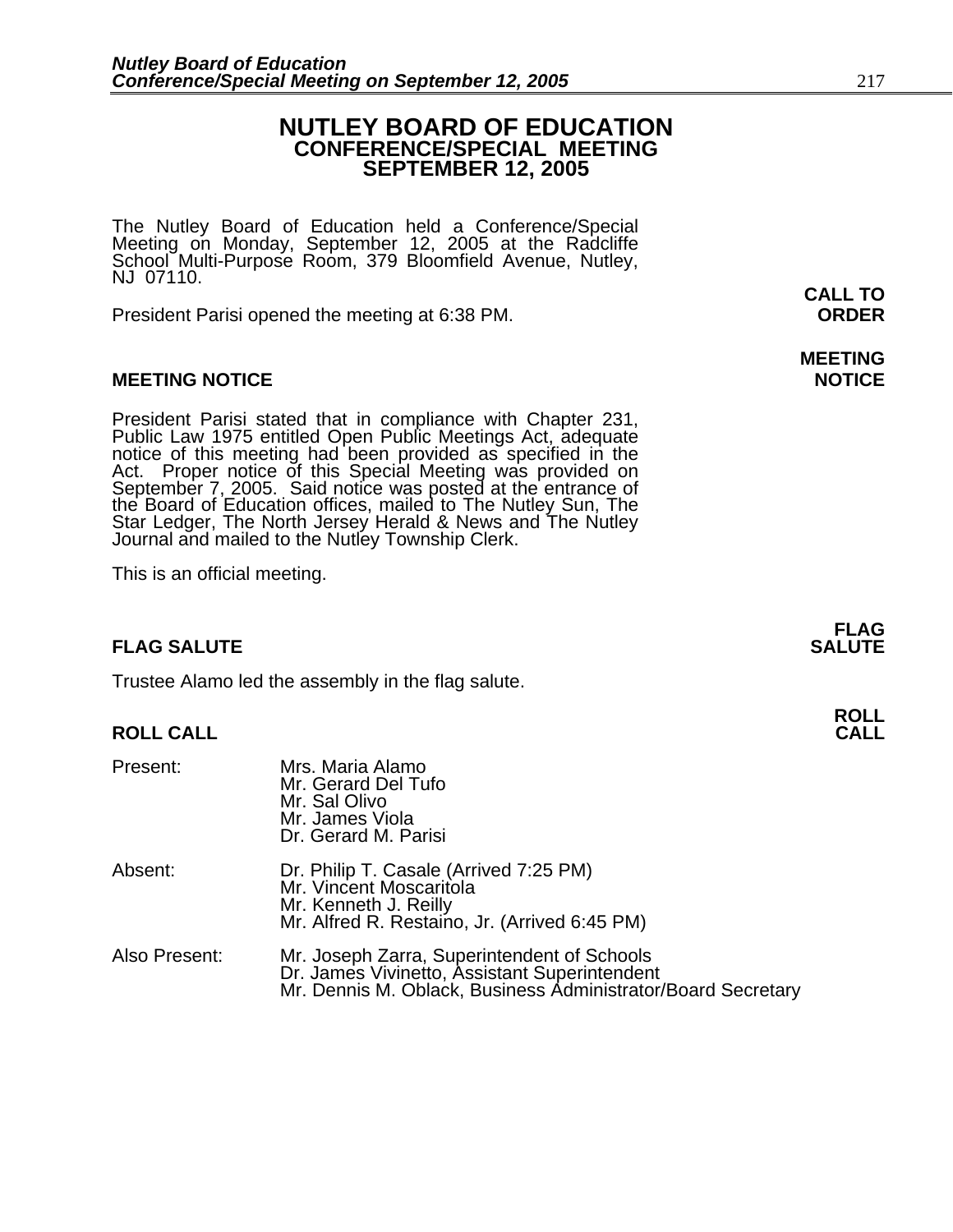# NUTLEY BOARD OF EDUCATION
## CONFERENCE/SPECIAL MEETING
## SEPTEMBER 12, 2005

The Nutley Board of Education held a Conference/Special Meeting on Monday, September 12, 2005 at the Radcliffe School Multi-Purpose Room, 379 Bloomfield Avenue, Nutley, NJ 07110.

**CALL TO ORDER**

President Parisi opened the meeting at 6:38 PM.

**MEETING NOTICE**

President Parisi stated that in compliance with Chapter 231, Public Law 1975 entitled Open Public Meetings Act, adequate notice of this meeting had been provided as specified in the Act. Proper notice of this Special Meeting was provided on September 7, 2005. Said notice was posted at the entrance of the Board of Education offices, mailed to The Nutley Sun, The Star Ledger, The North Jersey Herald & News and The Nutley Journal and mailed to the Nutley Township Clerk.

This is an official meeting.

**FLAG SALUTE**

Trustee Alamo led the assembly in the flag salute.

**ROLL CALL**

| | |
|---|---|
| Present: | Mrs. Maria Alamo<br>Mr. Gerard Del Tufo<br>Mr. Sal Olivo<br>Mr. James Viola<br>Dr. Gerard M. Parisi |
| Absent: | Dr. Philip T. Casale (Arrived 7:25 PM)<br>Mr. Vincent Moscaritola<br>Mr. Kenneth J. Reilly<br>Mr. Alfred R. Restaino, Jr. (Arrived 6:45 PM) |
| Also Present: | Mr. Joseph Zarra, Superintendent of Schools<br>Dr. James Vivinetto, Assistant Superintendent<br>Mr. Dennis M. Oblack, Business Administrator/Board Secretary |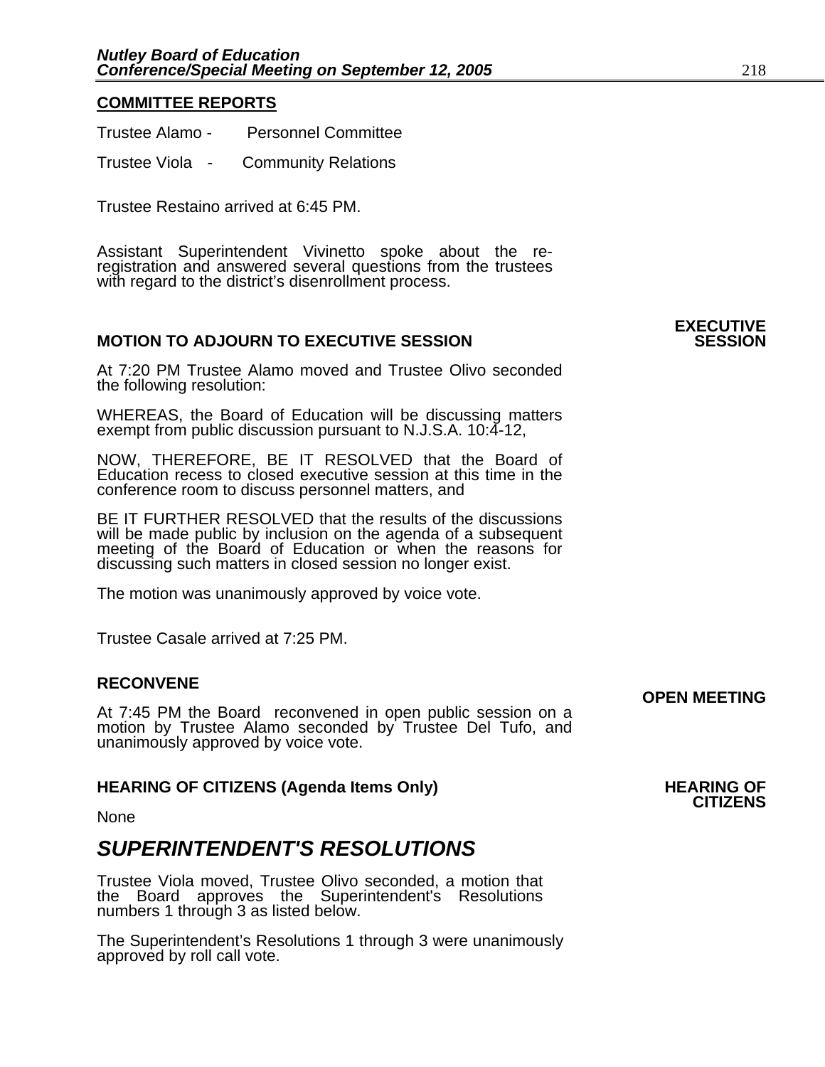**COMMITTEE REPORTS**

Trustee Alamo - Personnel Committee

Trustee Viola - Community Relations

Trustee Restaino arrived at 6:45 PM.

Assistant Superintendent Vivinetto spoke about the re-registration and answered several questions from the trustees with regard to the district's disenrollment process.

**MOTION TO ADJOURN TO EXECUTIVE SESSION** **EXECUTIVE SESSION**

At 7:20 PM Trustee Alamo moved and Trustee Olivo seconded the following resolution:

WHEREAS, the Board of Education will be discussing matters exempt from public discussion pursuant to N.J.S.A. 10:4-12,

NOW, THEREFORE, BE IT RESOLVED that the Board of Education recess to closed executive session at this time in the conference room to discuss personnel matters, and

BE IT FURTHER RESOLVED that the results of the discussions will be made public by inclusion on the agenda of a subsequent meeting of the Board of Education or when the reasons for discussing such matters in closed session no longer exist.

The motion was unanimously approved by voice vote.

Trustee Casale arrived at 7:25 PM.

**RECONVENE** **OPEN MEETING**

At 7:45 PM the Board reconvened in open public session on a motion by Trustee Alamo seconded by Trustee Del Tufo, and unanimously approved by voice vote.

**HEARING OF CITIZENS (Agenda Items Only)** **HEARING OF CITIZENS**

None

## ***SUPERINTENDENT'S RESOLUTIONS***

Trustee Viola moved, Trustee Olivo seconded, a motion that the Board approves the Superintendent's Resolutions numbers 1 through 3 as listed below.

The Superintendent's Resolutions 1 through 3 were unanimously approved by roll call vote.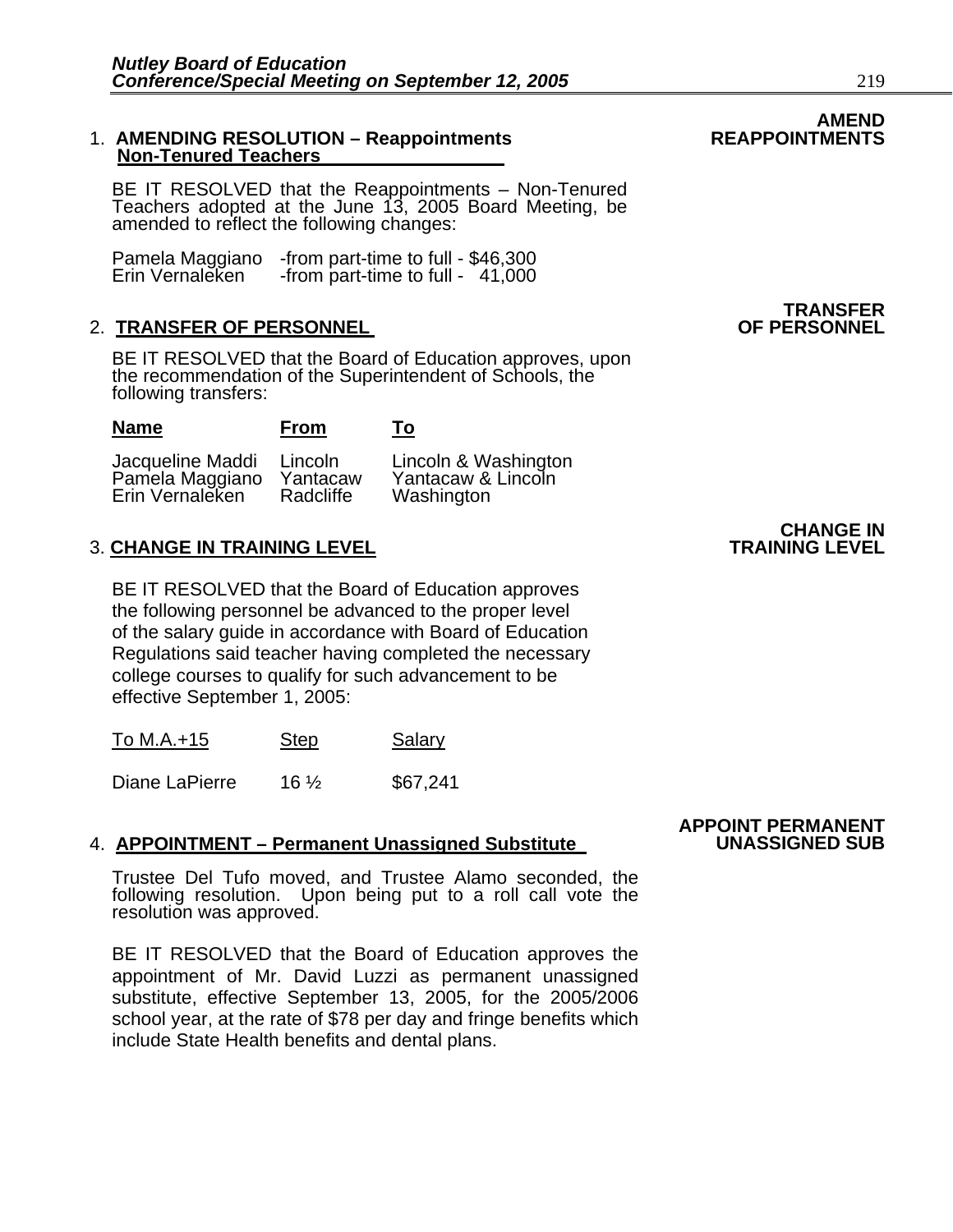**AMEND REAPPOINTMENTS**

1. **AMENDING RESOLUTION – Reappointments Non-Tenured Teachers**

   BE IT RESOLVED that the Reappointments – Non-Tenured Teachers adopted at the June 13, 2005 Board Meeting, be amended to reflect the following changes:

   Pamela Maggiano -from part-time to full - $46,300
   Erin Vernaleken -from part-time to full - 41,000

**TRANSFER OF PERSONNEL**

2. **TRANSFER OF PERSONNEL**

   BE IT RESOLVED that the Board of Education approves, upon the recommendation of the Superintendent of Schools, the following transfers:

| Name | From | To |
| --- | --- | --- |
| Jacqueline Maddi | Lincoln | Lincoln & Washington |
| Pamela Maggiano | Yantacaw | Yantacaw & Lincoln |
| Erin Vernaleken | Radcliffe | Washington |

**CHANGE IN TRAINING LEVEL**

3. **CHANGE IN TRAINING LEVEL**

   BE IT RESOLVED that the Board of Education approves the following personnel be advanced to the proper level of the salary guide in accordance with Board of Education Regulations said teacher having completed the necessary college courses to qualify for such advancement to be effective September 1, 2005:

| To M.A.+15 | Step | Salary |
| --- | --- | --- |
| Diane LaPierre | 16 ½ | $67,241 |

**APPOINT PERMANENT UNASSIGNED SUB**

4. **APPOINTMENT – Permanent Unassigned Substitute**

   Trustee Del Tufo moved, and Trustee Alamo seconded, the following resolution. Upon being put to a roll call vote the resolution was approved.

   BE IT RESOLVED that the Board of Education approves the appointment of Mr. David Luzzi as permanent unassigned substitute, effective September 13, 2005, for the 2005/2006 school year, at the rate of $78 per day and fringe benefits which include State Health benefits and dental plans.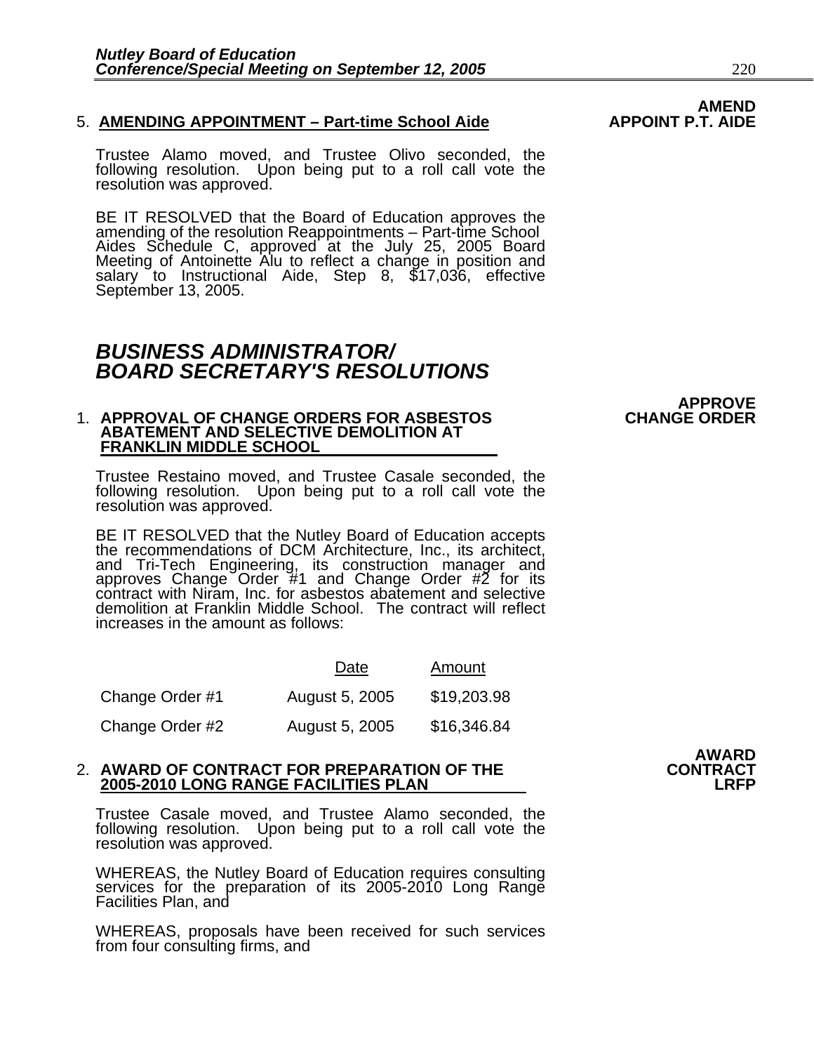**AMEND APPOINT P.T. AIDE**

5. **AMENDING APPOINTMENT – Part-time School Aide**

Trustee Alamo moved, and Trustee Olivo seconded, the following resolution. Upon being put to a roll call vote the resolution was approved.

BE IT RESOLVED that the Board of Education approves the amending of the resolution Reappointments – Part-time School Aides Schedule C, approved at the July 25, 2005 Board Meeting of Antoinette Alu to reflect a change in position and salary to Instructional Aide, Step 8, $17,036, effective September 13, 2005.

# *BUSINESS ADMINISTRATOR/ BOARD SECRETARY'S RESOLUTIONS*

**APPROVE CHANGE ORDER**

1. **APPROVAL OF CHANGE ORDERS FOR ASBESTOS ABATEMENT AND SELECTIVE DEMOLITION AT FRANKLIN MIDDLE SCHOOL**

Trustee Restaino moved, and Trustee Casale seconded, the following resolution. Upon being put to a roll call vote the resolution was approved.

BE IT RESOLVED that the Nutley Board of Education accepts the recommendations of DCM Architecture, Inc., its architect, and Tri-Tech Engineering, its construction manager and approves Change Order #1 and Change Order #2 for its contract with Niram, Inc. for asbestos abatement and selective demolition at Franklin Middle School. The contract will reflect increases in the amount as follows:

| | Date | Amount |
|---|---|---|
| Change Order #1 | August 5, 2005 | $19,203.98 |
| Change Order #2 | August 5, 2005 | $16,346.84 |

**AWARD CONTRACT LRFP**

2. **AWARD OF CONTRACT FOR PREPARATION OF THE 2005-2010 LONG RANGE FACILITIES PLAN**

Trustee Casale moved, and Trustee Alamo seconded, the following resolution. Upon being put to a roll call vote the resolution was approved.

WHEREAS, the Nutley Board of Education requires consulting services for the preparation of its 2005-2010 Long Range Facilities Plan, and

WHEREAS, proposals have been received for such services from four consulting firms, and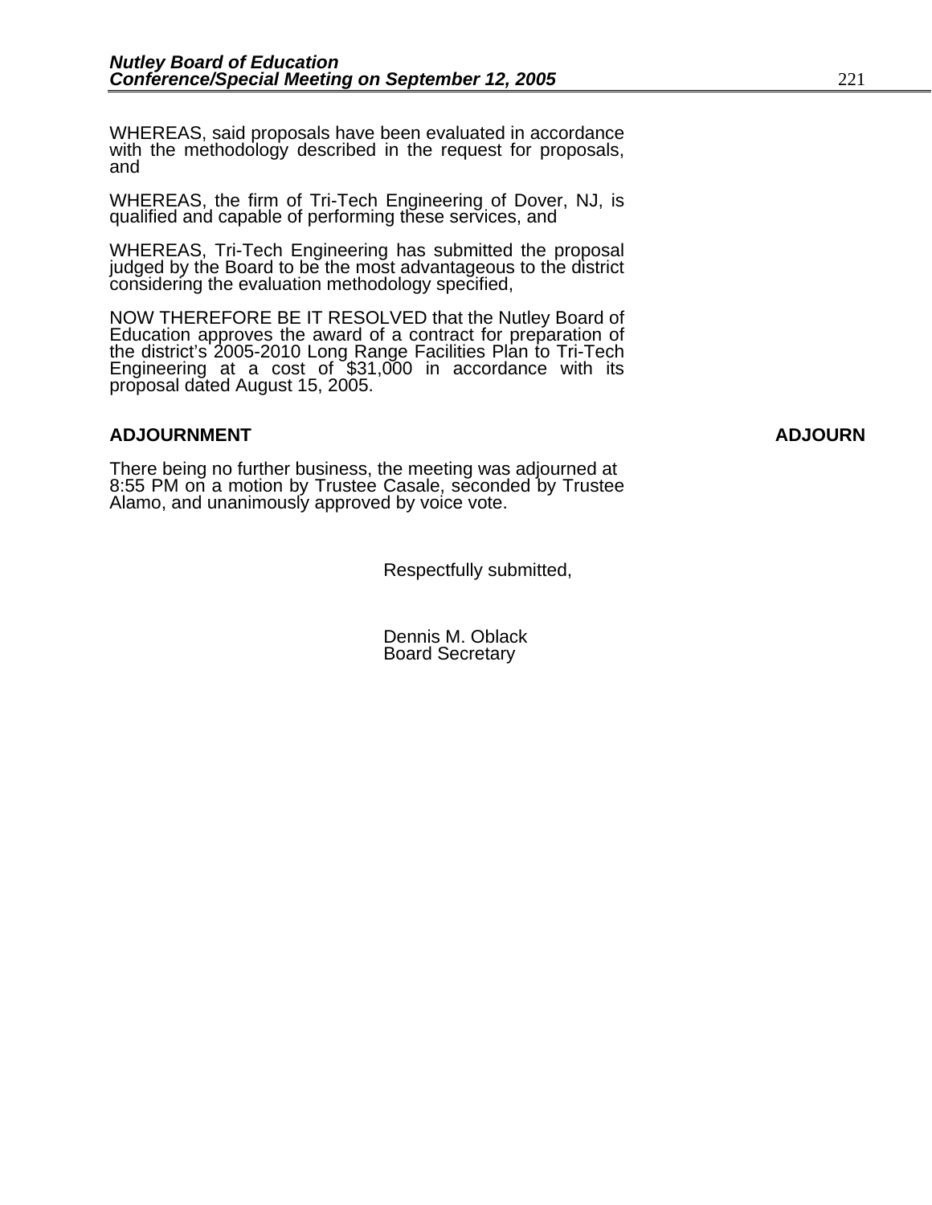WHEREAS, said proposals have been evaluated in accordance with the methodology described in the request for proposals, and

WHEREAS, the firm of Tri-Tech Engineering of Dover, NJ, is qualified and capable of performing these services, and

WHEREAS, Tri-Tech Engineering has submitted the proposal judged by the Board to be the most advantageous to the district considering the evaluation methodology specified,

NOW THEREFORE BE IT RESOLVED that the Nutley Board of Education approves the award of a contract for preparation of the district's 2005-2010 Long Range Facilities Plan to Tri-Tech Engineering at a cost of $31,000 in accordance with its proposal dated August 15, 2005.

**ADJOURNMENT** **ADJOURN**

There being no further business, the meeting was adjourned at 8:55 PM on a motion by Trustee Casale, seconded by Trustee Alamo, and unanimously approved by voice vote.

Respectfully submitted,

Dennis M. Oblack
Board Secretary